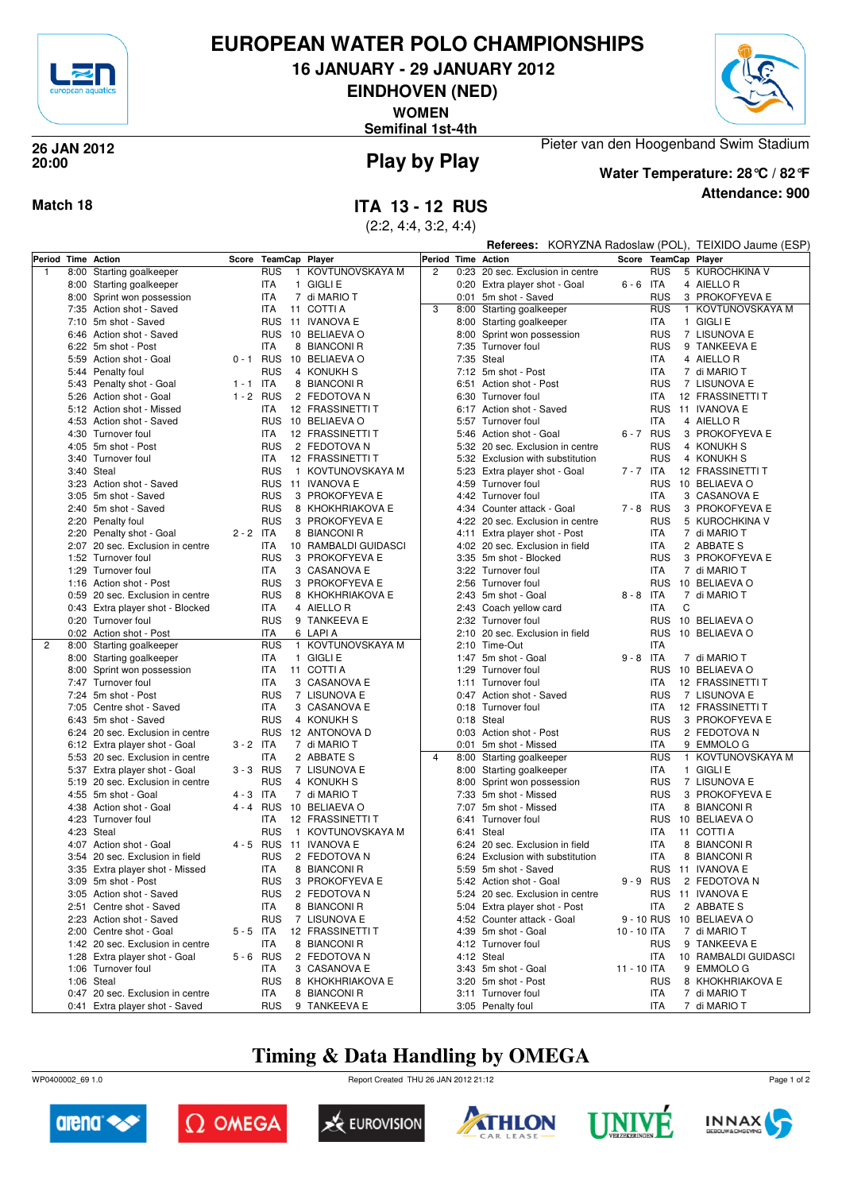# EUROPEAN WATER POLO CHAMPIONSHIPS

## 16 JANUARY - 29 JANUARY 2012

## EINDHOVEN (NED)

### WOMEN

### Semifinal 1st-4th

**26 JAN 2012**
**20:00**

## Play by Play

Pieter van den Hoogenband Swim Stadium

**Water Temperature: 28 ℃ / 82 ℉**

**Attendance: 900**

**Match 18**

## ITA 13 - 12 RUS

(2:2, 4:4, 3:2, 4:4)

**Referees:** KORYZNA Radoslaw (POL), TEIXIDO Jaume (ESP)

| Period | Time | Action | Score | TeamCap | | Player |
|---|---|---|---|---|---|---|
| 1 | 8:00 | Starting goalkeeper | | RUS | 1 | KOVTUNOVSKAYA M |
| | 8:00 | Starting goalkeeper | | ITA | 1 | GIGLI E |
| | 8:00 | Sprint won possession | | ITA | 7 | di MARIO T |
| | 7:35 | Action shot - Saved | | ITA | 11 | COTTI A |
| | 7:10 | 5m shot - Saved | | RUS | 11 | IVANOVA E |
| | 6:46 | Action shot - Saved | | RUS | 10 | BELIAEVA O |
| | 6:22 | 5m shot - Post | | ITA | 8 | BIANCONI R |
| | 5:59 | Action shot - Goal | 0 - 1 | RUS | 10 | BELIAEVA O |
| | 5:44 | Penalty foul | | RUS | 4 | KONUKH S |
| | 5:43 | Penalty shot - Goal | 1 - 1 | ITA | 8 | BIANCONI R |
| | 5:26 | Action shot - Goal | 1 - 2 | RUS | 2 | FEDOTOVA N |
| | 5:12 | Action shot - Missed | | ITA | 12 | FRASSINETTI T |
| | 4:53 | Action shot - Saved | | RUS | 10 | BELIAEVA O |
| | 4:30 | Turnover foul | | ITA | 12 | FRASSINETTI T |
| | 4:05 | 5m shot - Post | | RUS | 2 | FEDOTOVA N |
| | 3:40 | Turnover foul | | ITA | 12 | FRASSINETTI T |
| | 3:40 | Steal | | RUS | 1 | KOVTUNOVSKAYA M |
| | 3:23 | Action shot - Saved | | RUS | 11 | IVANOVA E |
| | 3:05 | 5m shot - Saved | | RUS | 3 | PROKOFYEVA E |
| | 2:40 | 5m shot - Saved | | RUS | 8 | KHOKHRIAKOVA E |
| | 2:20 | Penalty foul | | RUS | 3 | PROKOFYEVA E |
| | 2:20 | Penalty shot - Goal | 2 - 2 | ITA | 8 | BIANCONI R |
| | 2:07 | 20 sec. Exclusion in centre | | ITA | 10 | RAMBALDI GUIDASCI |
| | 1:52 | Turnover foul | | RUS | 3 | PROKOFYEVA E |
| | 1:29 | Turnover foul | | ITA | 3 | CASANOVA E |
| | 1:16 | Action shot - Post | | RUS | 3 | PROKOFYEVA E |
| | 0:59 | 20 sec. Exclusion in centre | | RUS | 8 | KHOKHRIAKOVA E |
| | 0:43 | Extra player shot - Blocked | | ITA | 4 | AIELLO R |
| | 0:20 | Turnover foul | | RUS | 9 | TANKEEVA E |
| | 0:02 | Action shot - Post | | ITA | 6 | LAPI A |
| 2 | 8:00 | Starting goalkeeper | | RUS | 1 | KOVTUNOVSKAYA M |
| | 8:00 | Starting goalkeeper | | ITA | 1 | GIGLI E |
| | 8:00 | Sprint won possession | | ITA | 11 | COTTI A |
| | 7:47 | Turnover foul | | ITA | 3 | CASANOVA E |
| | 7:24 | 5m shot - Post | | RUS | 7 | LISUNOVA E |
| | 7:05 | Centre shot - Saved | | ITA | 3 | CASANOVA E |
| | 6:43 | 5m shot - Saved | | RUS | 4 | KONUKH S |
| | 6:24 | 20 sec. Exclusion in centre | | RUS | 12 | ANTONOVA D |
| | 6:12 | Extra player shot - Goal | 3 - 2 | ITA | 7 | di MARIO T |
| | 5:53 | 20 sec. Exclusion in centre | | ITA | 2 | ABBATE S |
| | 5:37 | Extra player shot - Goal | 3 - 3 | RUS | 7 | LISUNOVA E |
| | 5:19 | 20 sec. Exclusion in centre | | RUS | 4 | KONUKH S |
| | 4:55 | 5m shot - Goal | 4 - 3 | ITA | 7 | di MARIO T |
| | 4:38 | Action shot - Goal | 4 - 4 | RUS | 10 | BELIAEVA O |
| | 4:23 | Turnover foul | | ITA | 12 | FRASSINETTI T |
| | 4:23 | Steal | | RUS | 1 | KOVTUNOVSKAYA M |
| | 4:07 | Action shot - Goal | 4 - 5 | RUS | 11 | IVANOVA E |
| | 3:54 | 20 sec. Exclusion in field | | RUS | 2 | FEDOTOVA N |
| | 3:35 | Extra player shot - Missed | | ITA | 8 | BIANCONI R |
| | 3:09 | 5m shot - Post | | RUS | 3 | PROKOFYEVA E |
| | 3:05 | Action shot - Saved | | RUS | 2 | FEDOTOVA N |
| | 2:51 | Centre shot - Saved | | ITA | 8 | BIANCONI R |
| | 2:23 | Action shot - Saved | | RUS | 7 | LISUNOVA E |
| | 2:00 | Centre shot - Goal | 5 - 5 | ITA | 12 | FRASSINETTI T |
| | 1:42 | 20 sec. Exclusion in centre | | ITA | 8 | BIANCONI R |
| | 1:28 | Extra player shot - Goal | 5 - 6 | RUS | 2 | FEDOTOVA N |
| | 1:06 | Turnover foul | | ITA | 3 | CASANOVA E |
| | 1:06 | Steal | | RUS | 8 | KHOKHRIAKOVA E |
| | 0:47 | 20 sec. Exclusion in centre | | ITA | 8 | BIANCONI R |
| | 0:41 | Extra player shot - Saved | | RUS | 9 | TANKEEVA E |
| 2 | 0:23 | 20 sec. Exclusion in centre | | RUS | 5 | KUROCHKINA V |
| | 0:20 | Extra player shot - Goal | 6 - 6 | ITA | 4 | AIELLO R |
| | 0:01 | 5m shot - Saved | | RUS | 3 | PROKOFYEVA E |
| 3 | 8:00 | Starting goalkeeper | | RUS | 1 | KOVTUNOVSKAYA M |
| | 8:00 | Starting goalkeeper | | ITA | 1 | GIGLI E |
| | 8:00 | Sprint won possession | | RUS | 7 | LISUNOVA E |
| | 7:35 | Turnover foul | | RUS | 9 | TANKEEVA E |
| | 7:35 | Steal | | ITA | 4 | AIELLO R |
| | 7:12 | 5m shot - Post | | ITA | 7 | di MARIO T |
| | 6:51 | Action shot - Post | | RUS | 7 | LISUNOVA E |
| | 6:30 | Turnover foul | | ITA | 12 | FRASSINETTI T |
| | 6:17 | Action shot - Saved | | RUS | 11 | IVANOVA E |
| | 5:57 | Turnover foul | | ITA | 4 | AIELLO R |
| | 5:46 | Action shot - Goal | 6 - 7 | RUS | 3 | PROKOFYEVA E |
| | 5:32 | 20 sec. Exclusion in centre | | RUS | 4 | KONUKH S |
| | 5:32 | Exclusion with substitution | | RUS | 4 | KONUKH S |
| | 5:23 | Extra player shot - Goal | 7 - 7 | ITA | 12 | FRASSINETTI T |
| | 4:59 | Turnover foul | | RUS | 10 | BELIAEVA O |
| | 4:42 | Turnover foul | | ITA | 3 | CASANOVA E |
| | 4:34 | Counter attack - Goal | 7 - 8 | RUS | 3 | PROKOFYEVA E |
| | 4:22 | 20 sec. Exclusion in centre | | RUS | 5 | KUROCHKINA V |
| | 4:11 | Extra player shot - Post | | ITA | 7 | di MARIO T |
| | 4:02 | 20 sec. Exclusion in field | | ITA | 2 | ABBATE S |
| | 3:35 | 5m shot - Blocked | | RUS | 3 | PROKOFYEVA E |
| | 3:22 | Turnover foul | | ITA | 7 | di MARIO T |
| | 2:56 | Turnover foul | | RUS | 10 | BELIAEVA O |
| | 2:43 | 5m shot - Goal | 8 - 8 | ITA | 7 | di MARIO T |
| | 2:43 | Coach yellow card | | ITA | | C |
| | 2:32 | Turnover foul | | RUS | 10 | BELIAEVA O |
| | 2:10 | 20 sec. Exclusion in field | | RUS | 10 | BELIAEVA O |
| | 2:10 | Time-Out | | ITA | | |
| | 1:47 | 5m shot - Goal | 9 - 8 | ITA | 7 | di MARIO T |
| | 1:29 | Turnover foul | | RUS | 10 | BELIAEVA O |
| | 1:11 | Turnover foul | | ITA | 12 | FRASSINETTI T |
| | 0:47 | Action shot - Saved | | RUS | 7 | LISUNOVA E |
| | 0:18 | Turnover foul | | ITA | 12 | FRASSINETTI T |
| | 0:18 | Steal | | RUS | 3 | PROKOFYEVA E |
| | 0:03 | Action shot - Post | | RUS | 2 | FEDOTOVA N |
| | 0:01 | 5m shot - Missed | | ITA | 9 | EMMOLO G |
| 4 | 8:00 | Starting goalkeeper | | RUS | 1 | KOVTUNOVSKAYA M |
| | 8:00 | Starting goalkeeper | | ITA | 1 | GIGLI E |
| | 8:00 | Sprint won possession | | RUS | 7 | LISUNOVA E |
| | 7:33 | 5m shot - Missed | | RUS | 3 | PROKOFYEVA E |
| | 7:07 | 5m shot - Missed | | ITA | 8 | BIANCONI R |
| | 6:41 | Turnover foul | | RUS | 10 | BELIAEVA O |
| | 6:41 | Steal | | ITA | 11 | COTTI A |
| | 6:24 | 20 sec. Exclusion in field | | ITA | 8 | BIANCONI R |
| | 6:24 | Exclusion with substitution | | ITA | 8 | BIANCONI R |
| | 5:59 | 5m shot - Saved | | RUS | 11 | IVANOVA E |
| | 5:42 | Action shot - Goal | 9 - 9 | RUS | 2 | FEDOTOVA N |
| | 5:24 | 20 sec. Exclusion in centre | | RUS | 11 | IVANOVA E |
| | 5:04 | Extra player shot - Post | | ITA | 2 | ABBATE S |
| | 4:52 | Counter attack - Goal | 9 - 10 | RUS | 10 | BELIAEVA O |
| | 4:39 | 5m shot - Goal | 10 - 10 | ITA | 7 | di MARIO T |
| | 4:12 | Turnover foul | | RUS | 9 | TANKEEVA E |
| | 4:12 | Steal | | ITA | 10 | RAMBALDI GUIDASCI |
| | 3:43 | 5m shot - Goal | 11 - 10 | ITA | 9 | EMMOLO G |
| | 3:20 | 5m shot - Post | | RUS | 8 | KHOKHRIAKOVA E |
| | 3:11 | Turnover foul | | ITA | 7 | di MARIO T |
| | 3:05 | Penalty foul | | ITA | 7 | di MARIO T |

## Timing & Data Handling by OMEGA

WP0400002_69 1.0 Report Created THU 26 JAN 2012 21:12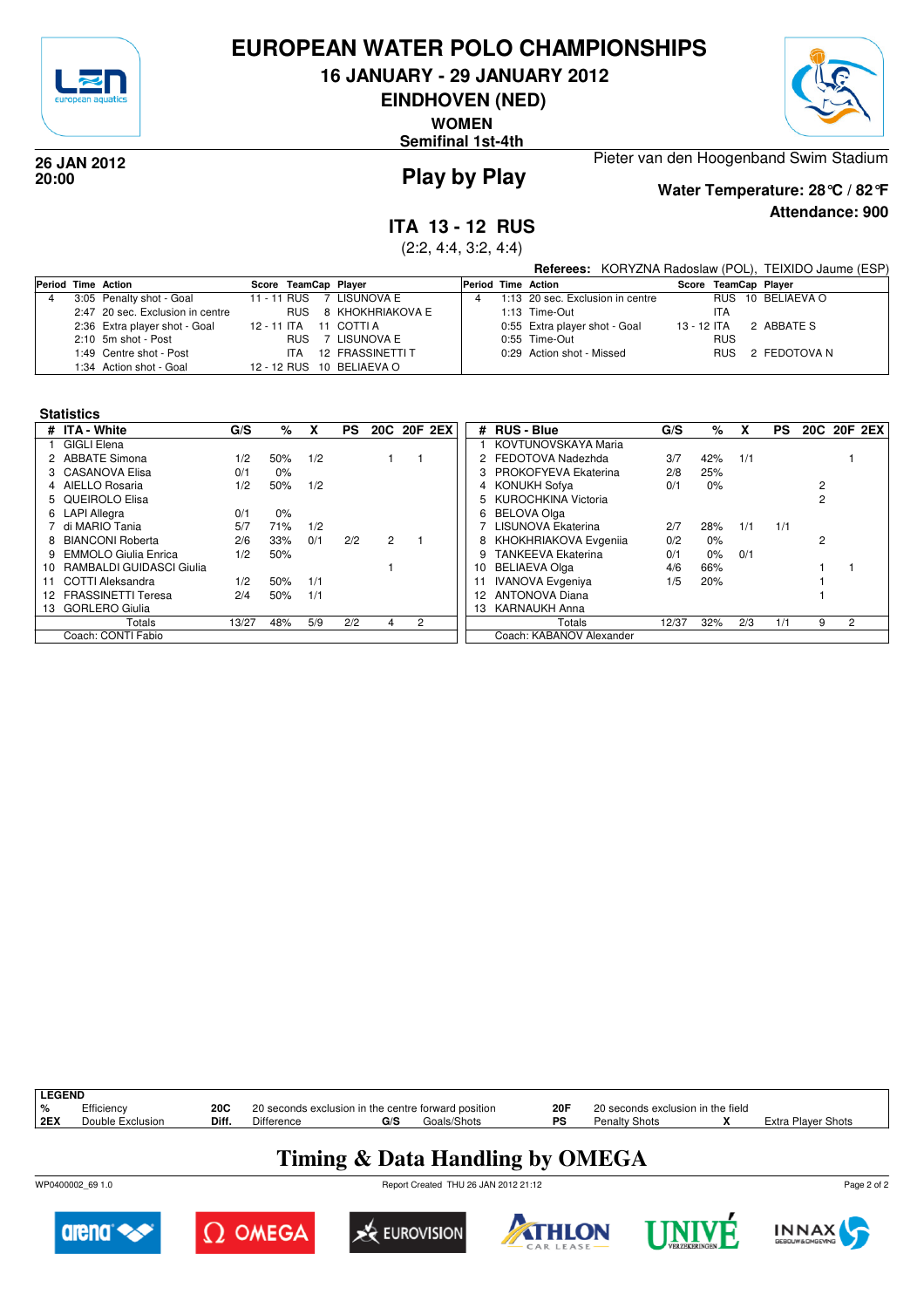# EUROPEAN WATER POLO CHAMPIONSHIPS

**16 JANUARY - 29 JANUARY 2012**

**EINDHOVEN (NED)**

**WOMEN**

**Semifinal 1st-4th**

**26 JAN 2012**
**20:00**

## Play by Play

Pieter van den Hoogenband Swim Stadium

**Water Temperature: 28°C / 82°F**

**Attendance: 900**

### ITA 13 - 12 RUS

(2:2, 4:4, 3:2, 4:4)

**Referees:** KORYZNA Radoslaw (POL), TEIXIDO Jaume (ESP)

| Period | Time | Action | Score | TeamCap | Player |
|---|---|---|---|---|---|
| 4 | 3:05 | Penalty shot - Goal | 11 - 11 | RUS 7 | LISUNOVA E |
| | 2:47 | 20 sec. Exclusion in centre | | RUS 8 | KHOKHRIAKOVA E |
| | 2:36 | Extra player shot - Goal | 12 - 11 | ITA 11 | COTTI A |
| | 2:10 | 5m shot - Post | | RUS 7 | LISUNOVA E |
| | 1:49 | Centre shot - Post | | ITA 12 | FRASSINETTI T |
| | 1:34 | Action shot - Goal | 12 - 12 | RUS 10 | BELIAEVA O |
| 4 | 1:13 | 20 sec. Exclusion in centre | | RUS 10 | BELIAEVA O |
| | 1:13 | Time-Out | | ITA | |
| | 0:55 | Extra player shot - Goal | 13 - 12 | ITA 2 | ABBATE S |
| | 0:55 | Time-Out | | RUS | |
| | 0:29 | Action shot - Missed | | RUS 2 | FEDOTOVA N |

### Statistics

| # | ITA - White | G/S | % | X | PS | 20C | 20F | 2EX |
|---|---|---|---|---|---|---|---|---|
| 1 | GIGLI Elena | | | | | | | |
| 2 | ABBATE Simona | 1/2 | 50% | 1/2 | | 1 | 1 | |
| 3 | CASANOVA Elisa | 0/1 | 0% | | | | | |
| 4 | AIELLO Rosaria | 1/2 | 50% | 1/2 | | | | |
| 5 | QUEIROLO Elisa | | | | | | | |
| 6 | LAPI Allegra | 0/1 | 0% | | | | | |
| 7 | di MARIO Tania | 5/7 | 71% | 1/2 | | | | |
| 8 | BIANCONI Roberta | 2/6 | 33% | 0/1 | 2/2 | 2 | 1 | |
| 9 | EMMOLO Giulia Enrica | 1/2 | 50% | | | | | |
| 10 | RAMBALDI GUIDASCI Giulia | | | | | 1 | | |
| 11 | COTTI Aleksandra | 1/2 | 50% | 1/1 | | | | |
| 12 | FRASSINETTI Teresa | 2/4 | 50% | 1/1 | | | | |
| 13 | GORLERO Giulia | | | | | | | |
| | Totals | 13/27 | 48% | 5/9 | 2/2 | 4 | 2 | |
| | Coach: CONTI Fabio | | | | | | | |

| # | RUS - Blue | G/S | % | X | PS | 20C | 20F | 2EX |
|---|---|---|---|---|---|---|---|---|
| 1 | KOVTUNOVSKAYA Maria | | | | | | | |
| 2 | FEDOTOVA Nadezhda | 3/7 | 42% | 1/1 | | | 1 | |
| 3 | PROKOFYEVA Ekaterina | 2/8 | 25% | | | | | |
| 4 | KONUKH Sofya | 0/1 | 0% | | | 2 | | |
| 5 | KUROCHKINA Victoria | | | | | 2 | | |
| 6 | BELOVA Olga | | | | | | | |
| 7 | LISUNOVA Ekaterina | 2/7 | 28% | 1/1 | 1/1 | | | |
| 8 | KHOKHRIAKOVA Evgeniia | 0/2 | 0% | | | 2 | | |
| 9 | TANKEEVA Ekaterina | 0/1 | 0% | 0/1 | | | | |
| 10 | BELIAEVA Olga | 4/6 | 66% | | | 1 | 1 | |
| 11 | IVANOVA Evgeniya | 1/5 | 20% | | | 1 | | |
| 12 | ANTONOVA Diana | | | | | 1 | | |
| 13 | KARNAUKH Anna | | | | | | | |
| | Totals | 12/37 | 32% | 2/3 | 1/1 | 9 | 2 | |
| | Coach: KABANOV Alexander | | | | | | | |

**LEGEND**

| | | | | | | | |
|---|---|---|---|---|---|---|---|
| % | Efficiency | 20C | 20 seconds exclusion in the centre forward position | | | 20F | 20 seconds exclusion in the field |
| 2EX | Double Exclusion | Diff. | Difference | G/S | Goals/Shots | PS | Penalty Shots | X | Extra Player Shots |

## Timing & Data Handling by OMEGA

WP0400002_69 1.0 Report Created THU 26 JAN 2012 21:12